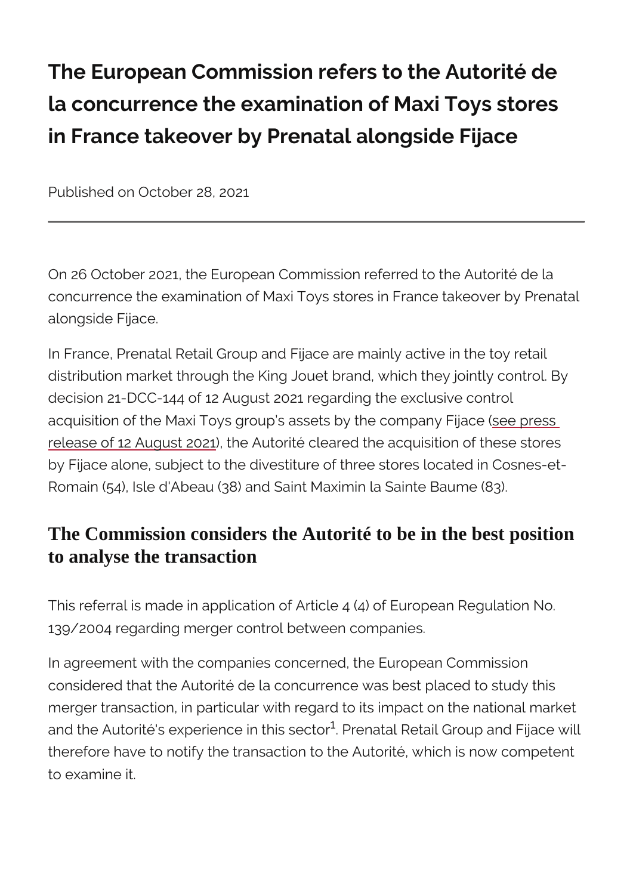# The European Commission refers to the Autorité de la concurrence the examination of Maxi Toys stores in France takeover by Prenatal alongside Fijace

Published on October 28, 2021

---

On 26 October 2021, the European Commission referred to the Autorité de la concurrence the examination of Maxi Toys stores in France takeover by Prenatal alongside Fijace.

In France, Prenatal Retail Group and Fijace are mainly active in the toy retail distribution market through the King Jouet brand, which they jointly control. By decision 21-DCC-144 of 12 August 2021 regarding the exclusive control acquisition of the Maxi Toys group's assets by the company Fijace (see press release of 12 August 2021), the Autorité cleared the acquisition of these stores by Fijace alone, subject to the divestiture of three stores located in Cosnes-et-Romain (54), Isle d'Abeau (38) and Saint Maximin la Sainte Baume (83).

## The Commission considers the Autorité to be in the best position to analyse the transaction

This referral is made in application of Article 4 (4) of European Regulation No. 139/2004 regarding merger control between companies.

In agreement with the companies concerned, the European Commission considered that the Autorité de la concurrence was best placed to study this merger transaction, in particular with regard to its impact on the national market and the Autorité's experience in this sector[1]. Prenatal Retail Group and Fijace will therefore have to notify the transaction to the Autorité, which is now competent to examine it.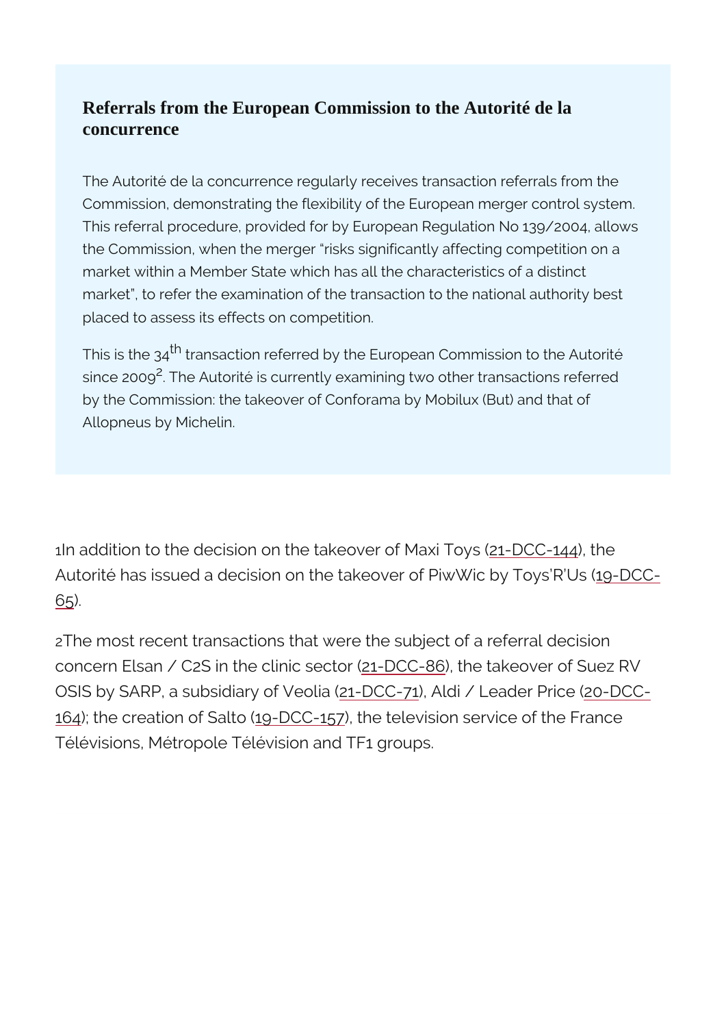## Referrals from the European Commission to the Autorité de la concurrence

The Autorité de la concurrence regularly receives transaction referrals from the Commission, demonstrating the flexibility of the European merger control system. This referral procedure, provided for by European Regulation No 139/2004, allows the Commission, when the merger "risks significantly affecting competition on a market within a Member State which has all the characteristics of a distinct market", to refer the examination of the transaction to the national authority best placed to assess its effects on competition.

This is the 34th transaction referred by the European Commission to the Autorité since 2009[2]. The Autorité is currently examining two other transactions referred by the Commission: the takeover of Conforama by Mobilux (But) and that of Allopneus by Michelin.

[1] In addition to the decision on the takeover of Maxi Toys (21-DCC-144), the Autorité has issued a decision on the takeover of PiwWic by Toys'R'Us (19-DCC-65).

[2] The most recent transactions that were the subject of a referral decision concern Elsan / C2S in the clinic sector (21-DCC-86), the takeover of Suez RV OSIS by SARP, a subsidiary of Veolia (21-DCC-71), Aldi / Leader Price (20-DCC-164); the creation of Salto (19-DCC-157), the television service of the France Télévisions, Métropole Télévision and TF1 groups.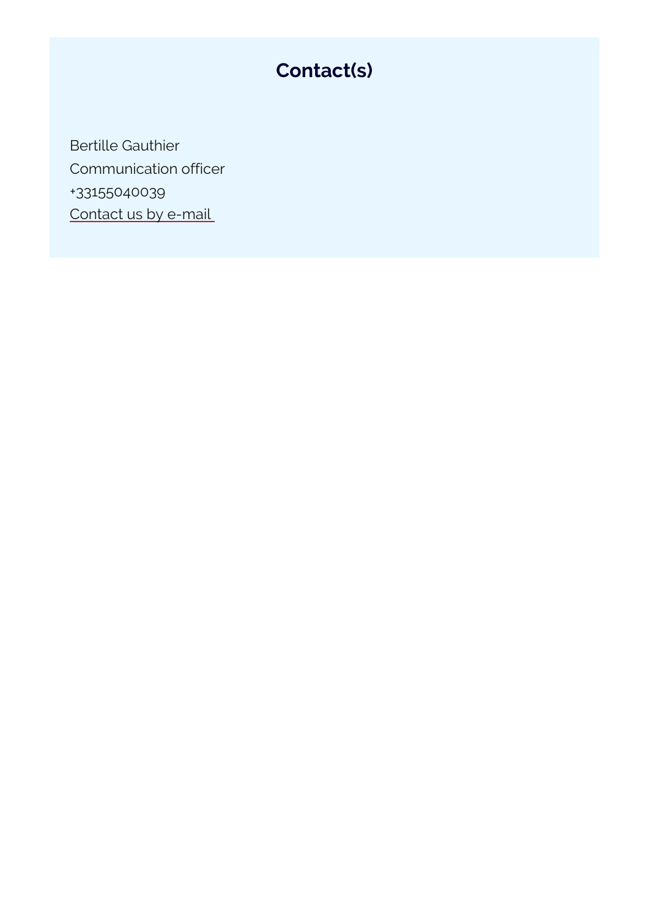## Contact(s)

Bertille Gauthier
Communication officer
+33155040039
Contact us by e-mail